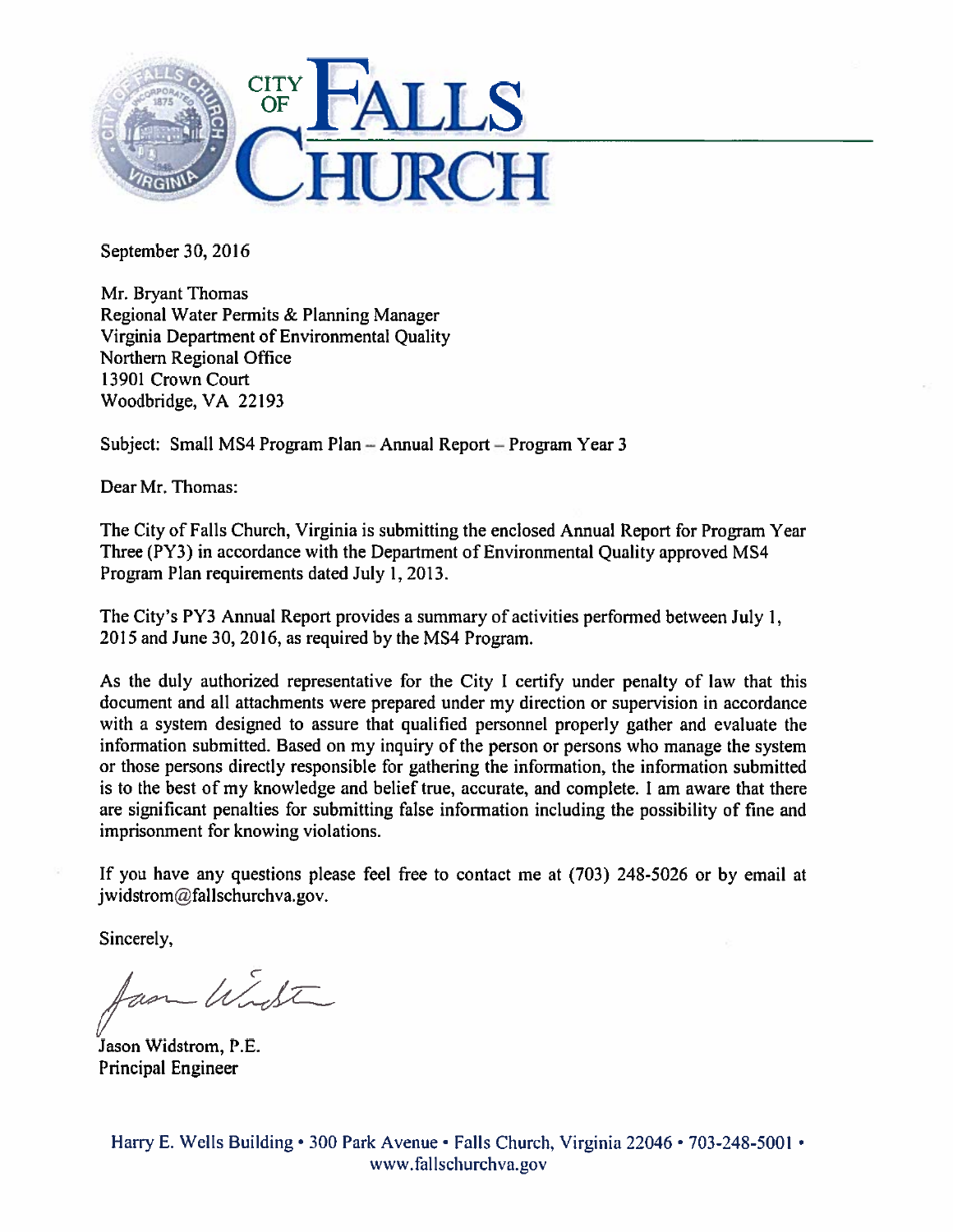# CITY OF FALLS CHURCH

September 30, 2016

Mr. Bryant Thomas
Regional Water Permits & Planning Manager
Virginia Department of Environmental Quality
Northern Regional Office
13901 Crown Court
Woodbridge, VA 22193

Subject: Small MS4 Program Plan – Annual Report – Program Year 3

Dear Mr. Thomas:

The City of Falls Church, Virginia is submitting the enclosed Annual Report for Program Year Three (PY3) in accordance with the Department of Environmental Quality approved MS4 Program Plan requirements dated July 1, 2013.

The City's PY3 Annual Report provides a summary of activities performed between July 1, 2015 and June 30, 2016, as required by the MS4 Program.

As the duly authorized representative for the City I certify under penalty of law that this document and all attachments were prepared under my direction or supervision in accordance with a system designed to assure that qualified personnel properly gather and evaluate the information submitted. Based on my inquiry of the person or persons who manage the system or those persons directly responsible for gathering the information, the information submitted is to the best of my knowledge and belief true, accurate, and complete. I am aware that there are significant penalties for submitting false information including the possibility of fine and imprisonment for knowing violations.

If you have any questions please feel free to contact me at (703) 248-5026 or by email at jwidstrom@fallschurchva.gov.

Sincerely,

Jason Widstrom, P.E.
Principal Engineer

Harry E. Wells Building • 300 Park Avenue • Falls Church, Virginia 22046 • 703-248-5001 • www.fallschurchva.gov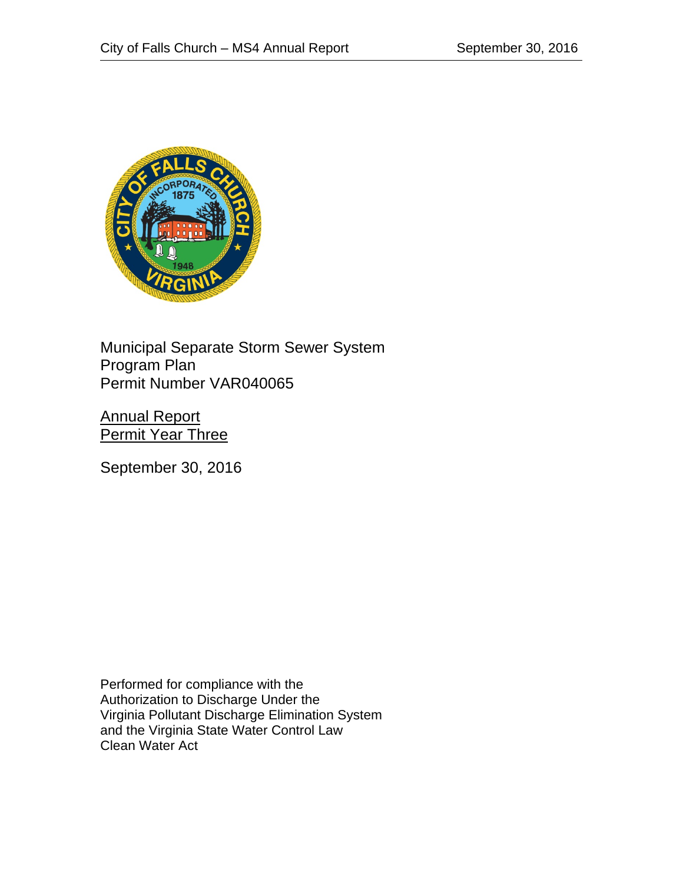Municipal Separate Storm Sewer System
Program Plan
Permit Number VAR040065

Annual Report
Permit Year Three

September 30, 2016

Performed for compliance with the
Authorization to Discharge Under the
Virginia Pollutant Discharge Elimination System
and the Virginia State Water Control Law
Clean Water Act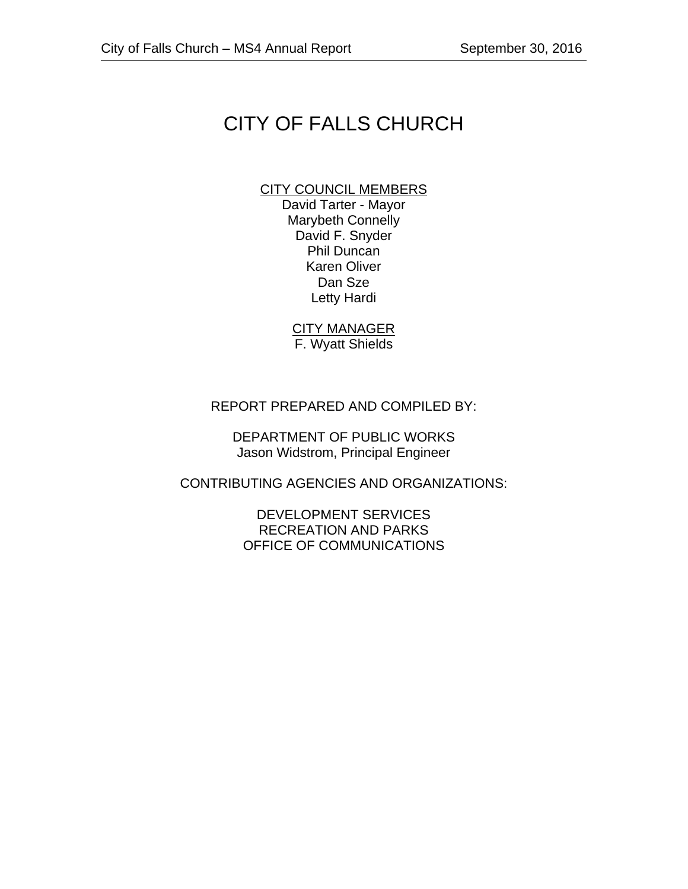# CITY OF FALLS CHURCH

CITY COUNCIL MEMBERS

David Tarter - Mayor
Marybeth Connelly
David F. Snyder
Phil Duncan
Karen Oliver
Dan Sze
Letty Hardi

CITY MANAGER

F. Wyatt Shields

REPORT PREPARED AND COMPILED BY:

DEPARTMENT OF PUBLIC WORKS
Jason Widstrom, Principal Engineer

CONTRIBUTING AGENCIES AND ORGANIZATIONS:

DEVELOPMENT SERVICES
RECREATION AND PARKS
OFFICE OF COMMUNICATIONS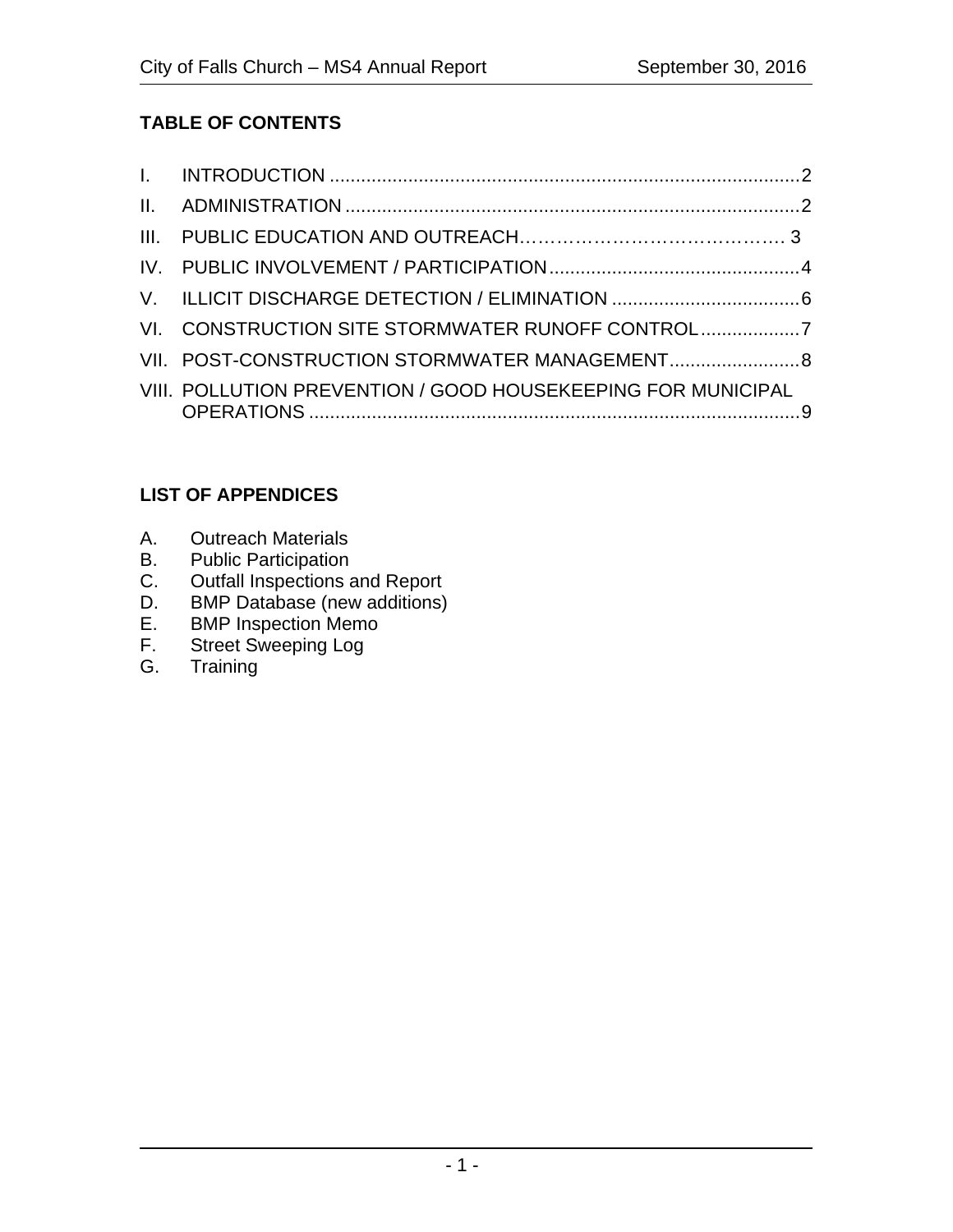**TABLE OF CONTENTS**

| | | |
|---|---|---|
| I. | INTRODUCTION | 2 |
| II. | ADMINISTRATION | 2 |
| III. | PUBLIC EDUCATION AND OUTREACH | 3 |
| IV. | PUBLIC INVOLVEMENT / PARTICIPATION | 4 |
| V. | ILLICIT DISCHARGE DETECTION / ELIMINATION | 6 |
| VI. | CONSTRUCTION SITE STORMWATER RUNOFF CONTROL | 7 |
| VII. | POST-CONSTRUCTION STORMWATER MANAGEMENT | 8 |
| VIII. | POLLUTION PREVENTION / GOOD HOUSEKEEPING FOR MUNICIPAL OPERATIONS | 9 |

**LIST OF APPENDICES**

A. Outreach Materials
B. Public Participation
C. Outfall Inspections and Report
D. BMP Database (new additions)
E. BMP Inspection Memo
F. Street Sweeping Log
G. Training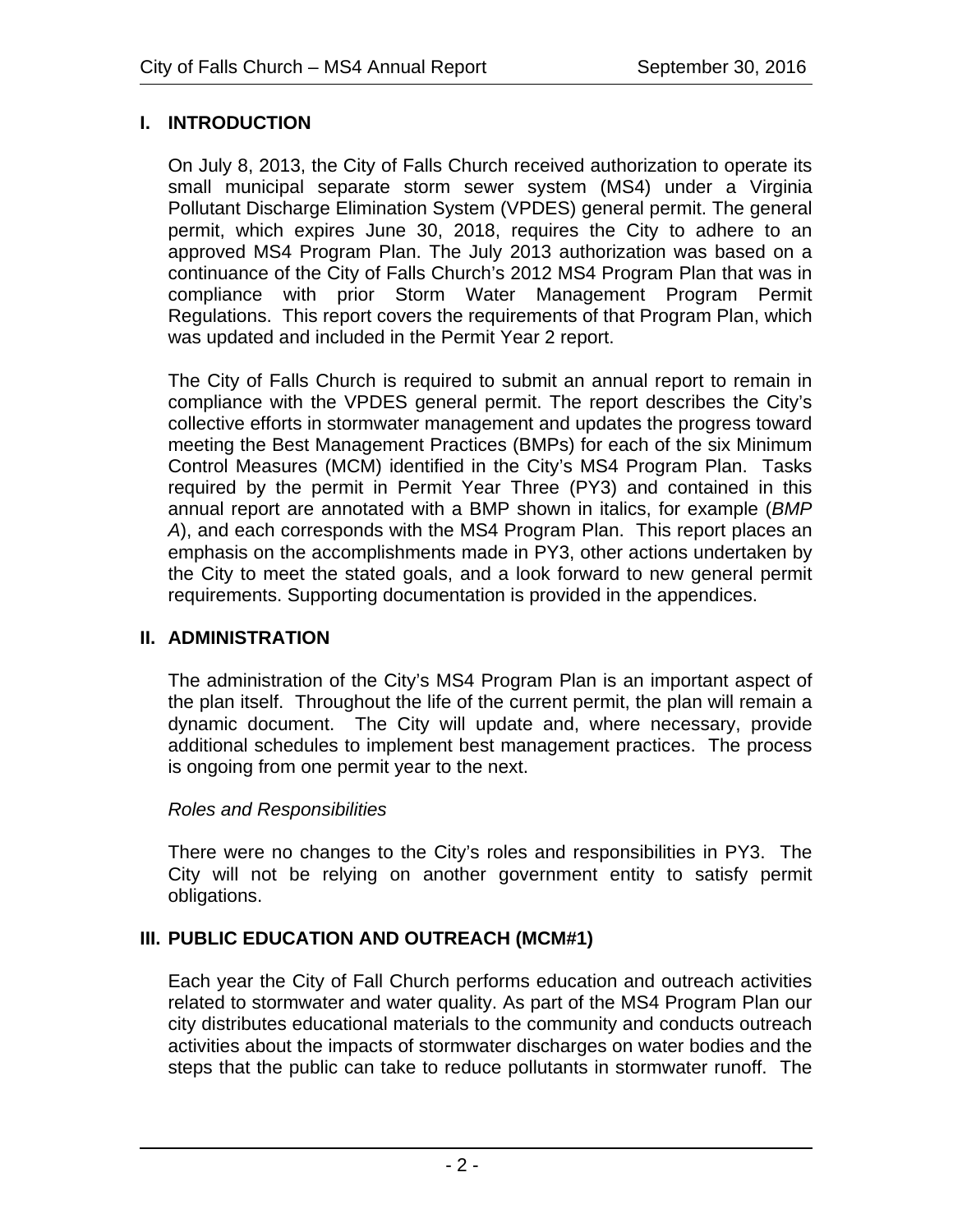## I. INTRODUCTION

On July 8, 2013, the City of Falls Church received authorization to operate its small municipal separate storm sewer system (MS4) under a Virginia Pollutant Discharge Elimination System (VPDES) general permit. The general permit, which expires June 30, 2018, requires the City to adhere to an approved MS4 Program Plan. The July 2013 authorization was based on a continuance of the City of Falls Church's 2012 MS4 Program Plan that was in compliance with prior Storm Water Management Program Permit Regulations. This report covers the requirements of that Program Plan, which was updated and included in the Permit Year 2 report.

The City of Falls Church is required to submit an annual report to remain in compliance with the VPDES general permit. The report describes the City's collective efforts in stormwater management and updates the progress toward meeting the Best Management Practices (BMPs) for each of the six Minimum Control Measures (MCM) identified in the City's MS4 Program Plan. Tasks required by the permit in Permit Year Three (PY3) and contained in this annual report are annotated with a BMP shown in italics, for example (*BMP A*), and each corresponds with the MS4 Program Plan. This report places an emphasis on the accomplishments made in PY3, other actions undertaken by the City to meet the stated goals, and a look forward to new general permit requirements. Supporting documentation is provided in the appendices.

## II. ADMINISTRATION

The administration of the City's MS4 Program Plan is an important aspect of the plan itself. Throughout the life of the current permit, the plan will remain a dynamic document. The City will update and, where necessary, provide additional schedules to implement best management practices. The process is ongoing from one permit year to the next.

*Roles and Responsibilities*

There were no changes to the City's roles and responsibilities in PY3. The City will not be relying on another government entity to satisfy permit obligations.

## III. PUBLIC EDUCATION AND OUTREACH (MCM#1)

Each year the City of Fall Church performs education and outreach activities related to stormwater and water quality. As part of the MS4 Program Plan our city distributes educational materials to the community and conducts outreach activities about the impacts of stormwater discharges on water bodies and the steps that the public can take to reduce pollutants in stormwater runoff. The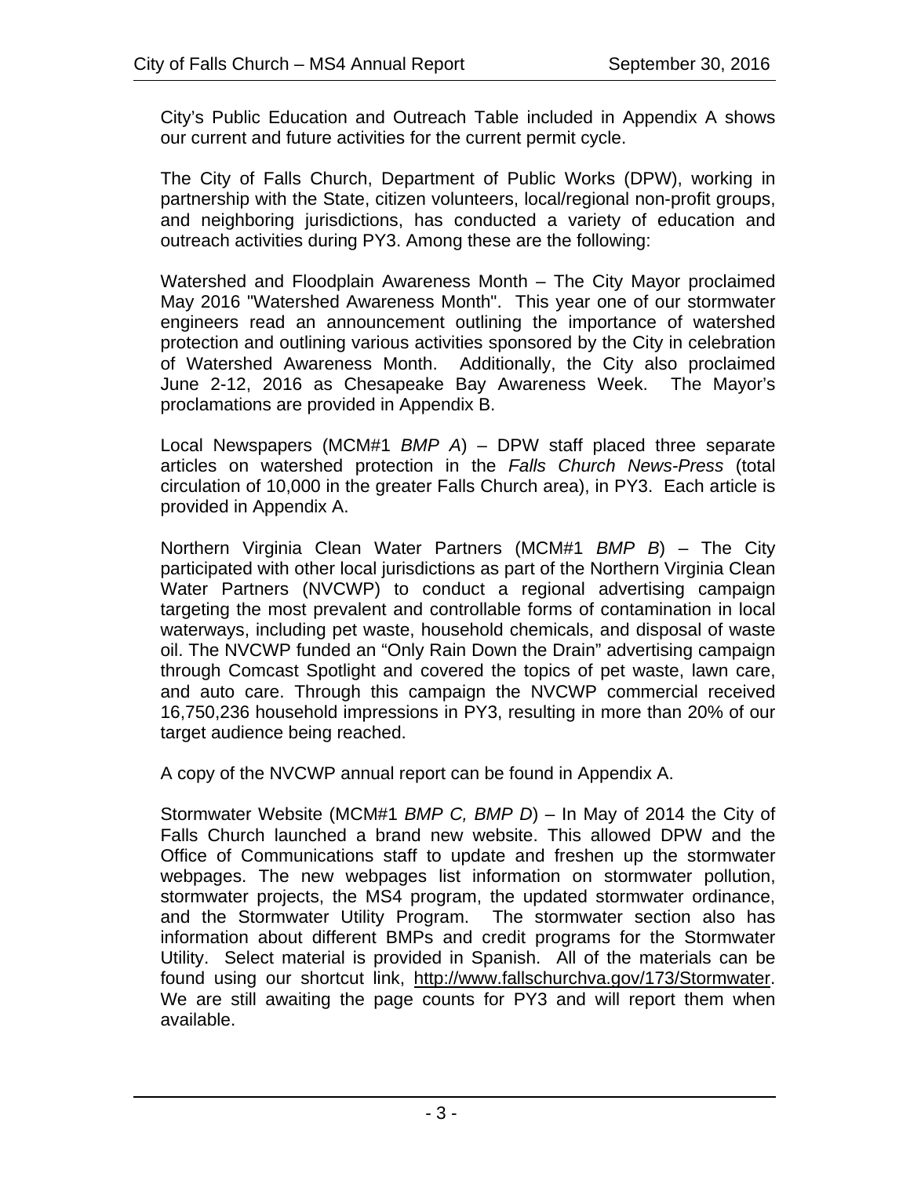City's Public Education and Outreach Table included in Appendix A shows our current and future activities for the current permit cycle.

The City of Falls Church, Department of Public Works (DPW), working in partnership with the State, citizen volunteers, local/regional non-profit groups, and neighboring jurisdictions, has conducted a variety of education and outreach activities during PY3. Among these are the following:

Watershed and Floodplain Awareness Month – The City Mayor proclaimed May 2016 "Watershed Awareness Month". This year one of our stormwater engineers read an announcement outlining the importance of watershed protection and outlining various activities sponsored by the City in celebration of Watershed Awareness Month. Additionally, the City also proclaimed June 2-12, 2016 as Chesapeake Bay Awareness Week. The Mayor's proclamations are provided in Appendix B.

Local Newspapers (MCM#1 *BMP A*) – DPW staff placed three separate articles on watershed protection in the *Falls Church News-Press* (total circulation of 10,000 in the greater Falls Church area), in PY3. Each article is provided in Appendix A.

Northern Virginia Clean Water Partners (MCM#1 *BMP B*) – The City participated with other local jurisdictions as part of the Northern Virginia Clean Water Partners (NVCWP) to conduct a regional advertising campaign targeting the most prevalent and controllable forms of contamination in local waterways, including pet waste, household chemicals, and disposal of waste oil. The NVCWP funded an "Only Rain Down the Drain" advertising campaign through Comcast Spotlight and covered the topics of pet waste, lawn care, and auto care. Through this campaign the NVCWP commercial received 16,750,236 household impressions in PY3, resulting in more than 20% of our target audience being reached.

A copy of the NVCWP annual report can be found in Appendix A.

Stormwater Website (MCM#1 *BMP C, BMP D*) – In May of 2014 the City of Falls Church launched a brand new website. This allowed DPW and the Office of Communications staff to update and freshen up the stormwater webpages. The new webpages list information on stormwater pollution, stormwater projects, the MS4 program, the updated stormwater ordinance, and the Stormwater Utility Program. The stormwater section also has information about different BMPs and credit programs for the Stormwater Utility. Select material is provided in Spanish. All of the materials can be found using our shortcut link, http://www.fallschurchva.gov/173/Stormwater. We are still awaiting the page counts for PY3 and will report them when available.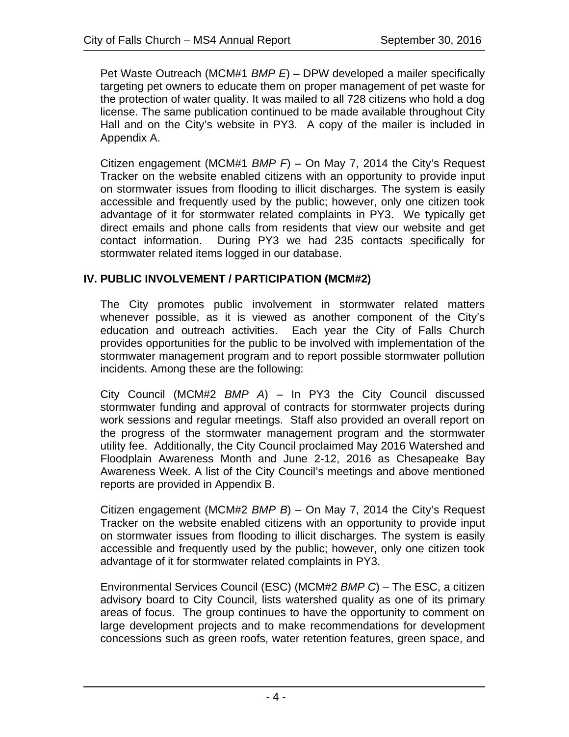Pet Waste Outreach (MCM#1 *BMP E*) – DPW developed a mailer specifically targeting pet owners to educate them on proper management of pet waste for the protection of water quality. It was mailed to all 728 citizens who hold a dog license. The same publication continued to be made available throughout City Hall and on the City's website in PY3. A copy of the mailer is included in Appendix A.

Citizen engagement (MCM#1 *BMP F*) – On May 7, 2014 the City's Request Tracker on the website enabled citizens with an opportunity to provide input on stormwater issues from flooding to illicit discharges. The system is easily accessible and frequently used by the public; however, only one citizen took advantage of it for stormwater related complaints in PY3. We typically get direct emails and phone calls from residents that view our website and get contact information. During PY3 we had 235 contacts specifically for stormwater related items logged in our database.

## IV. PUBLIC INVOLVEMENT / PARTICIPATION (MCM#2)

The City promotes public involvement in stormwater related matters whenever possible, as it is viewed as another component of the City's education and outreach activities. Each year the City of Falls Church provides opportunities for the public to be involved with implementation of the stormwater management program and to report possible stormwater pollution incidents. Among these are the following:

City Council (MCM#2 *BMP A*) – In PY3 the City Council discussed stormwater funding and approval of contracts for stormwater projects during work sessions and regular meetings. Staff also provided an overall report on the progress of the stormwater management program and the stormwater utility fee. Additionally, the City Council proclaimed May 2016 Watershed and Floodplain Awareness Month and June 2-12, 2016 as Chesapeake Bay Awareness Week. A list of the City Council's meetings and above mentioned reports are provided in Appendix B.

Citizen engagement (MCM#2 *BMP B*) – On May 7, 2014 the City's Request Tracker on the website enabled citizens with an opportunity to provide input on stormwater issues from flooding to illicit discharges. The system is easily accessible and frequently used by the public; however, only one citizen took advantage of it for stormwater related complaints in PY3.

Environmental Services Council (ESC) (MCM#2 *BMP C*) – The ESC, a citizen advisory board to City Council, lists watershed quality as one of its primary areas of focus. The group continues to have the opportunity to comment on large development projects and to make recommendations for development concessions such as green roofs, water retention features, green space, and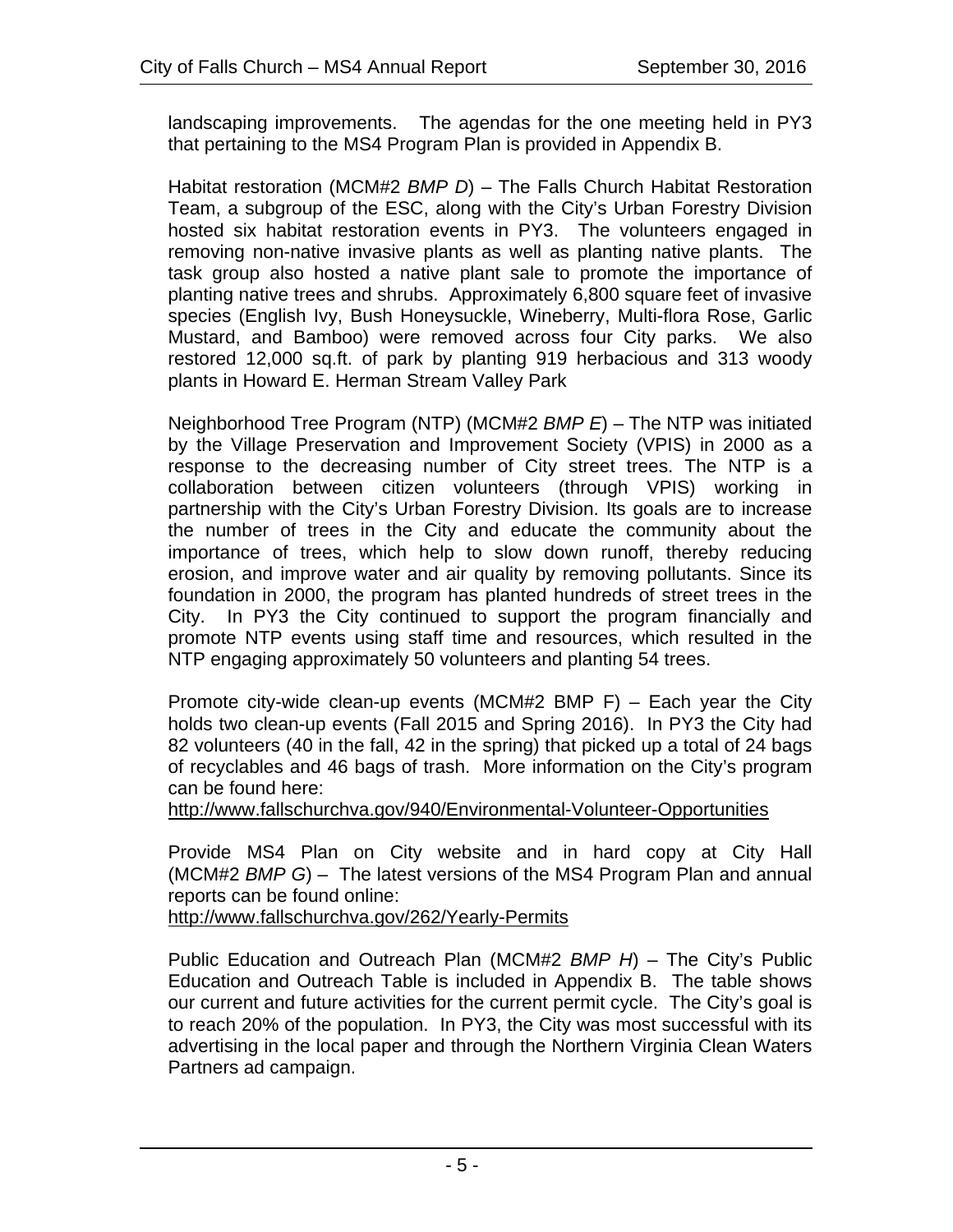landscaping improvements. The agendas for the one meeting held in PY3 that pertaining to the MS4 Program Plan is provided in Appendix B.

Habitat restoration (MCM#2 *BMP D*) – The Falls Church Habitat Restoration Team, a subgroup of the ESC, along with the City's Urban Forestry Division hosted six habitat restoration events in PY3. The volunteers engaged in removing non-native invasive plants as well as planting native plants. The task group also hosted a native plant sale to promote the importance of planting native trees and shrubs. Approximately 6,800 square feet of invasive species (English Ivy, Bush Honeysuckle, Wineberry, Multi-flora Rose, Garlic Mustard, and Bamboo) were removed across four City parks. We also restored 12,000 sq.ft. of park by planting 919 herbacious and 313 woody plants in Howard E. Herman Stream Valley Park

Neighborhood Tree Program (NTP) (MCM#2 *BMP E*) – The NTP was initiated by the Village Preservation and Improvement Society (VPIS) in 2000 as a response to the decreasing number of City street trees. The NTP is a collaboration between citizen volunteers (through VPIS) working in partnership with the City's Urban Forestry Division. Its goals are to increase the number of trees in the City and educate the community about the importance of trees, which help to slow down runoff, thereby reducing erosion, and improve water and air quality by removing pollutants. Since its foundation in 2000, the program has planted hundreds of street trees in the City. In PY3 the City continued to support the program financially and promote NTP events using staff time and resources, which resulted in the NTP engaging approximately 50 volunteers and planting 54 trees.

Promote city-wide clean-up events (MCM#2 BMP F) – Each year the City holds two clean-up events (Fall 2015 and Spring 2016). In PY3 the City had 82 volunteers (40 in the fall, 42 in the spring) that picked up a total of 24 bags of recyclables and 46 bags of trash. More information on the City's program can be found here:
http://www.fallschurchva.gov/940/Environmental-Volunteer-Opportunities

Provide MS4 Plan on City website and in hard copy at City Hall (MCM#2 *BMP G*) – The latest versions of the MS4 Program Plan and annual reports can be found online:
http://www.fallschurchva.gov/262/Yearly-Permits

Public Education and Outreach Plan (MCM#2 *BMP H*) – The City's Public Education and Outreach Table is included in Appendix B. The table shows our current and future activities for the current permit cycle. The City's goal is to reach 20% of the population. In PY3, the City was most successful with its advertising in the local paper and through the Northern Virginia Clean Waters Partners ad campaign.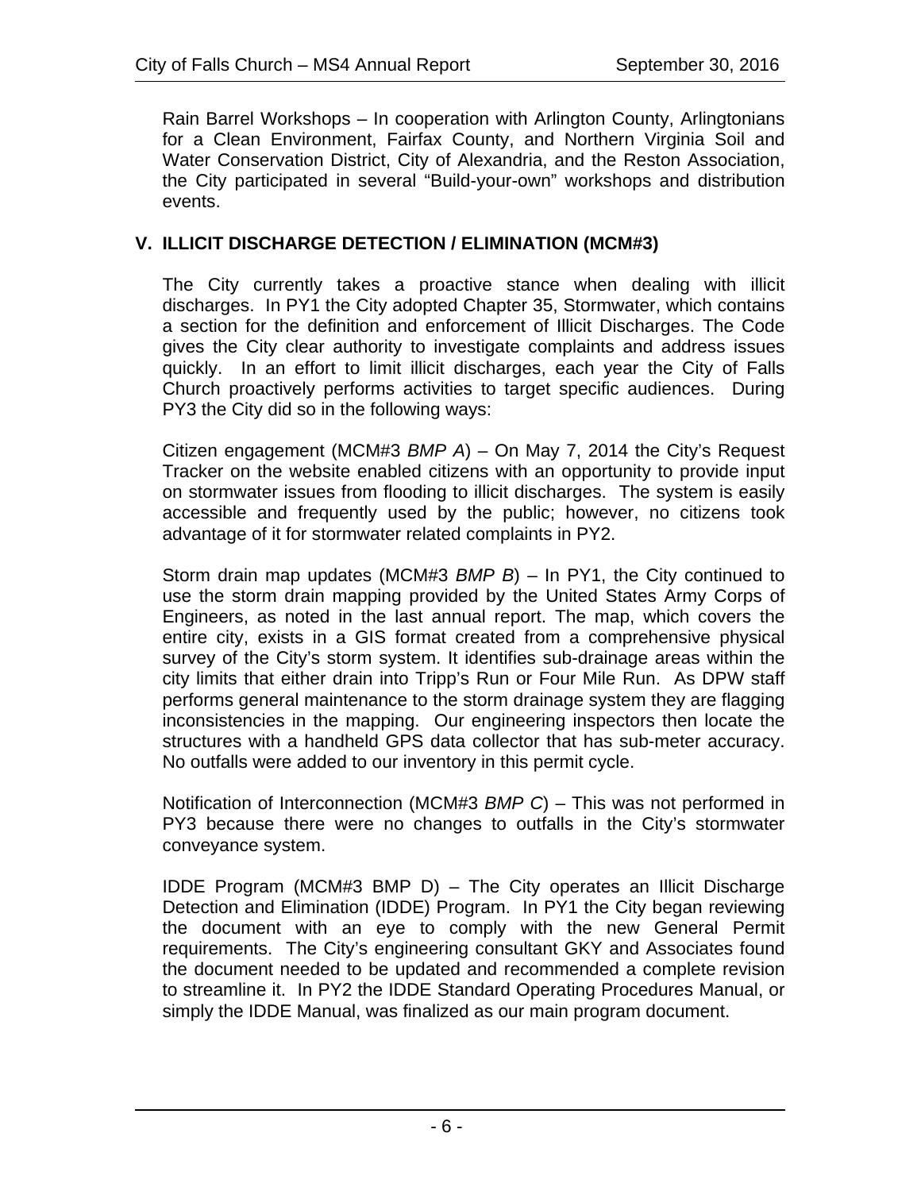Rain Barrel Workshops – In cooperation with Arlington County, Arlingtonians for a Clean Environment, Fairfax County, and Northern Virginia Soil and Water Conservation District, City of Alexandria, and the Reston Association, the City participated in several "Build-your-own" workshops and distribution events.

## V. ILLICIT DISCHARGE DETECTION / ELIMINATION (MCM#3)

The City currently takes a proactive stance when dealing with illicit discharges. In PY1 the City adopted Chapter 35, Stormwater, which contains a section for the definition and enforcement of Illicit Discharges. The Code gives the City clear authority to investigate complaints and address issues quickly. In an effort to limit illicit discharges, each year the City of Falls Church proactively performs activities to target specific audiences. During PY3 the City did so in the following ways:

Citizen engagement (MCM#3 *BMP A*) – On May 7, 2014 the City's Request Tracker on the website enabled citizens with an opportunity to provide input on stormwater issues from flooding to illicit discharges. The system is easily accessible and frequently used by the public; however, no citizens took advantage of it for stormwater related complaints in PY2.

Storm drain map updates (MCM#3 *BMP B*) – In PY1, the City continued to use the storm drain mapping provided by the United States Army Corps of Engineers, as noted in the last annual report. The map, which covers the entire city, exists in a GIS format created from a comprehensive physical survey of the City's storm system. It identifies sub-drainage areas within the city limits that either drain into Tripp's Run or Four Mile Run. As DPW staff performs general maintenance to the storm drainage system they are flagging inconsistencies in the mapping. Our engineering inspectors then locate the structures with a handheld GPS data collector that has sub-meter accuracy. No outfalls were added to our inventory in this permit cycle.

Notification of Interconnection (MCM#3 *BMP C*) – This was not performed in PY3 because there were no changes to outfalls in the City's stormwater conveyance system.

IDDE Program (MCM#3 BMP D) – The City operates an Illicit Discharge Detection and Elimination (IDDE) Program. In PY1 the City began reviewing the document with an eye to comply with the new General Permit requirements. The City's engineering consultant GKY and Associates found the document needed to be updated and recommended a complete revision to streamline it. In PY2 the IDDE Standard Operating Procedures Manual, or simply the IDDE Manual, was finalized as our main program document.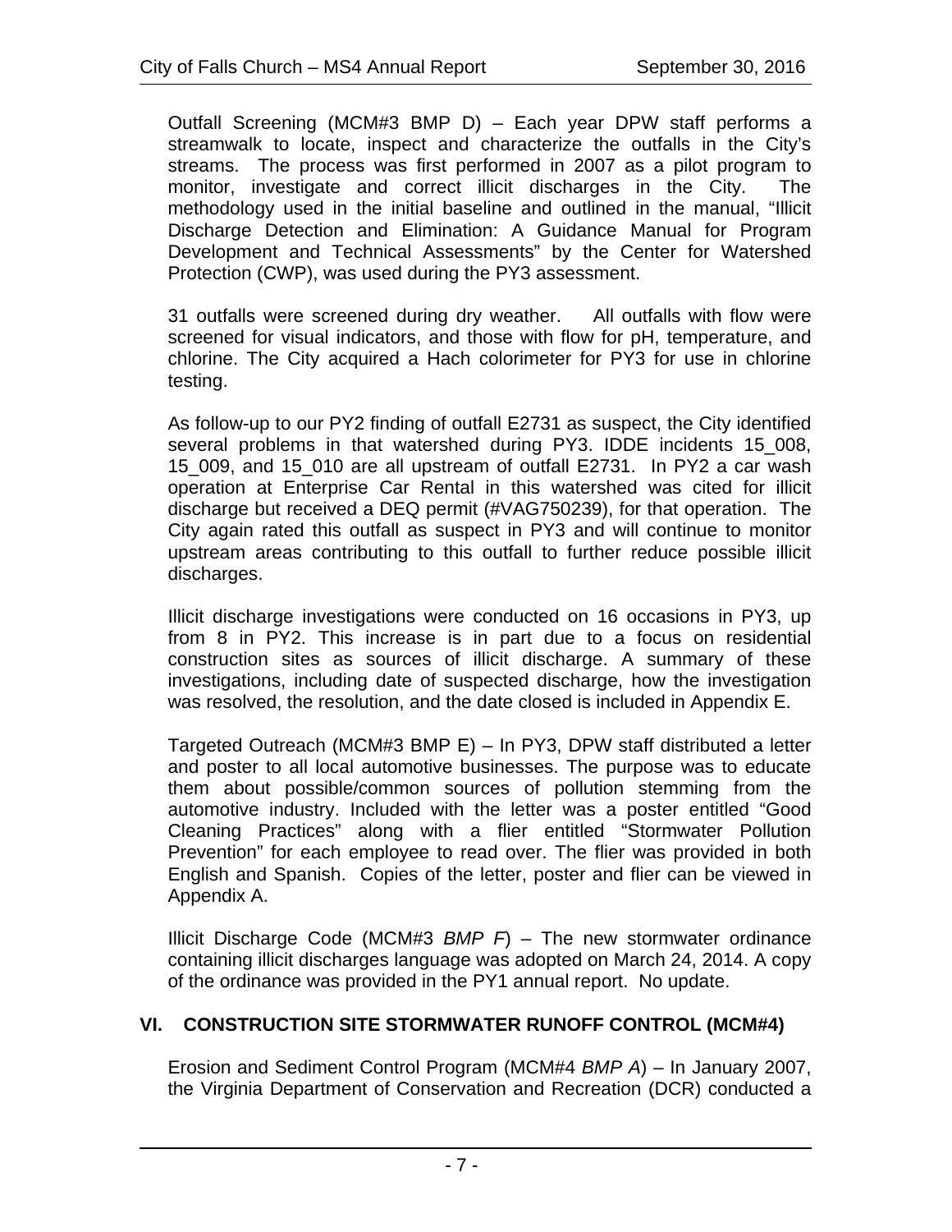Outfall Screening (MCM#3 BMP D) – Each year DPW staff performs a streamwalk to locate, inspect and characterize the outfalls in the City's streams. The process was first performed in 2007 as a pilot program to monitor, investigate and correct illicit discharges in the City. The methodology used in the initial baseline and outlined in the manual, "Illicit Discharge Detection and Elimination: A Guidance Manual for Program Development and Technical Assessments" by the Center for Watershed Protection (CWP), was used during the PY3 assessment.

31 outfalls were screened during dry weather. All outfalls with flow were screened for visual indicators, and those with flow for pH, temperature, and chlorine. The City acquired a Hach colorimeter for PY3 for use in chlorine testing.

As follow-up to our PY2 finding of outfall E2731 as suspect, the City identified several problems in that watershed during PY3. IDDE incidents 15_008, 15_009, and 15_010 are all upstream of outfall E2731. In PY2 a car wash operation at Enterprise Car Rental in this watershed was cited for illicit discharge but received a DEQ permit (#VAG750239), for that operation. The City again rated this outfall as suspect in PY3 and will continue to monitor upstream areas contributing to this outfall to further reduce possible illicit discharges.

Illicit discharge investigations were conducted on 16 occasions in PY3, up from 8 in PY2. This increase is in part due to a focus on residential construction sites as sources of illicit discharge. A summary of these investigations, including date of suspected discharge, how the investigation was resolved, the resolution, and the date closed is included in Appendix E.

Targeted Outreach (MCM#3 BMP E) – In PY3, DPW staff distributed a letter and poster to all local automotive businesses. The purpose was to educate them about possible/common sources of pollution stemming from the automotive industry. Included with the letter was a poster entitled "Good Cleaning Practices" along with a flier entitled "Stormwater Pollution Prevention" for each employee to read over. The flier was provided in both English and Spanish. Copies of the letter, poster and flier can be viewed in Appendix A.

Illicit Discharge Code (MCM#3 *BMP F*) – The new stormwater ordinance containing illicit discharges language was adopted on March 24, 2014. A copy of the ordinance was provided in the PY1 annual report. No update.

## VI. CONSTRUCTION SITE STORMWATER RUNOFF CONTROL (MCM#4)

Erosion and Sediment Control Program (MCM#4 *BMP A*) – In January 2007, the Virginia Department of Conservation and Recreation (DCR) conducted a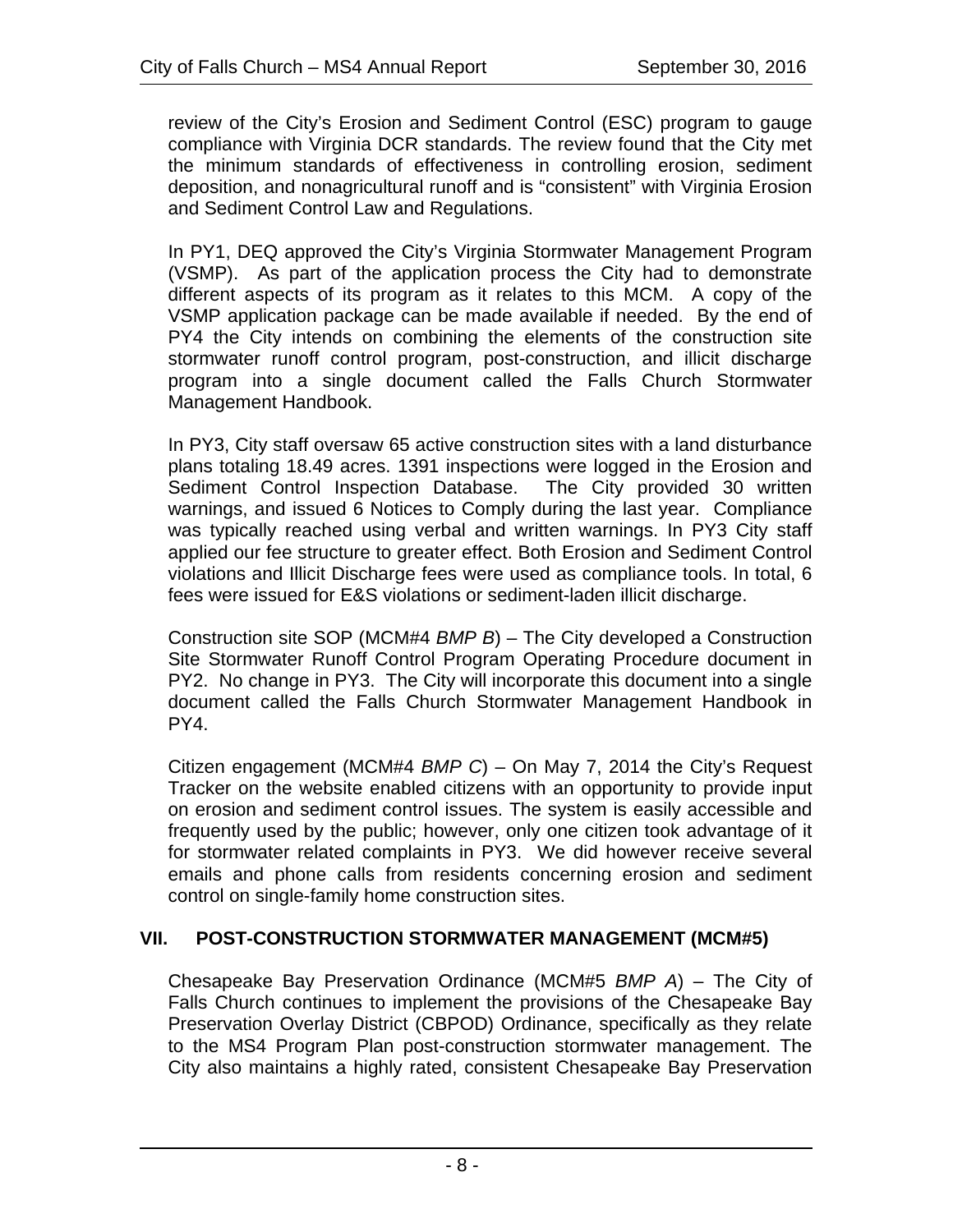review of the City's Erosion and Sediment Control (ESC) program to gauge compliance with Virginia DCR standards. The review found that the City met the minimum standards of effectiveness in controlling erosion, sediment deposition, and nonagricultural runoff and is "consistent" with Virginia Erosion and Sediment Control Law and Regulations.

In PY1, DEQ approved the City's Virginia Stormwater Management Program (VSMP). As part of the application process the City had to demonstrate different aspects of its program as it relates to this MCM. A copy of the VSMP application package can be made available if needed. By the end of PY4 the City intends on combining the elements of the construction site stormwater runoff control program, post-construction, and illicit discharge program into a single document called the Falls Church Stormwater Management Handbook.

In PY3, City staff oversaw 65 active construction sites with a land disturbance plans totaling 18.49 acres. 1391 inspections were logged in the Erosion and Sediment Control Inspection Database. The City provided 30 written warnings, and issued 6 Notices to Comply during the last year. Compliance was typically reached using verbal and written warnings. In PY3 City staff applied our fee structure to greater effect. Both Erosion and Sediment Control violations and Illicit Discharge fees were used as compliance tools. In total, 6 fees were issued for E&S violations or sediment-laden illicit discharge.

Construction site SOP (MCM#4 *BMP B*) – The City developed a Construction Site Stormwater Runoff Control Program Operating Procedure document in PY2. No change in PY3. The City will incorporate this document into a single document called the Falls Church Stormwater Management Handbook in PY4.

Citizen engagement (MCM#4 *BMP C*) – On May 7, 2014 the City's Request Tracker on the website enabled citizens with an opportunity to provide input on erosion and sediment control issues. The system is easily accessible and frequently used by the public; however, only one citizen took advantage of it for stormwater related complaints in PY3. We did however receive several emails and phone calls from residents concerning erosion and sediment control on single-family home construction sites.

## VII. POST-CONSTRUCTION STORMWATER MANAGEMENT (MCM#5)

Chesapeake Bay Preservation Ordinance (MCM#5 *BMP A*) – The City of Falls Church continues to implement the provisions of the Chesapeake Bay Preservation Overlay District (CBPOD) Ordinance, specifically as they relate to the MS4 Program Plan post-construction stormwater management. The City also maintains a highly rated, consistent Chesapeake Bay Preservation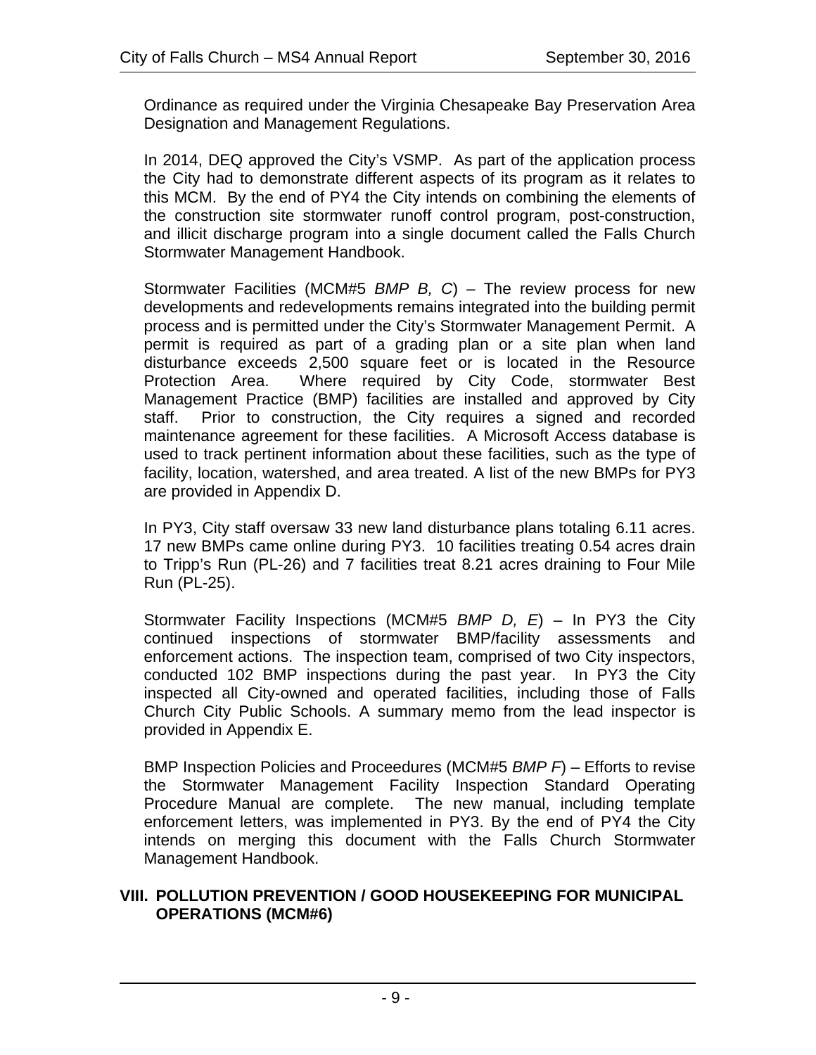Ordinance as required under the Virginia Chesapeake Bay Preservation Area Designation and Management Regulations.

In 2014, DEQ approved the City's VSMP. As part of the application process the City had to demonstrate different aspects of its program as it relates to this MCM. By the end of PY4 the City intends on combining the elements of the construction site stormwater runoff control program, post-construction, and illicit discharge program into a single document called the Falls Church Stormwater Management Handbook.

Stormwater Facilities (MCM#5 *BMP B, C*) – The review process for new developments and redevelopments remains integrated into the building permit process and is permitted under the City's Stormwater Management Permit. A permit is required as part of a grading plan or a site plan when land disturbance exceeds 2,500 square feet or is located in the Resource Protection Area. Where required by City Code, stormwater Best Management Practice (BMP) facilities are installed and approved by City staff. Prior to construction, the City requires a signed and recorded maintenance agreement for these facilities. A Microsoft Access database is used to track pertinent information about these facilities, such as the type of facility, location, watershed, and area treated. A list of the new BMPs for PY3 are provided in Appendix D.

In PY3, City staff oversaw 33 new land disturbance plans totaling 6.11 acres. 17 new BMPs came online during PY3. 10 facilities treating 0.54 acres drain to Tripp's Run (PL-26) and 7 facilities treat 8.21 acres draining to Four Mile Run (PL-25).

Stormwater Facility Inspections (MCM#5 *BMP D, E*) – In PY3 the City continued inspections of stormwater BMP/facility assessments and enforcement actions. The inspection team, comprised of two City inspectors, conducted 102 BMP inspections during the past year. In PY3 the City inspected all City-owned and operated facilities, including those of Falls Church City Public Schools. A summary memo from the lead inspector is provided in Appendix E.

BMP Inspection Policies and Proceedures (MCM#5 *BMP F*) – Efforts to revise the Stormwater Management Facility Inspection Standard Operating Procedure Manual are complete. The new manual, including template enforcement letters, was implemented in PY3. By the end of PY4 the City intends on merging this document with the Falls Church Stormwater Management Handbook.

## VIII. POLLUTION PREVENTION / GOOD HOUSEKEEPING FOR MUNICIPAL OPERATIONS (MCM#6)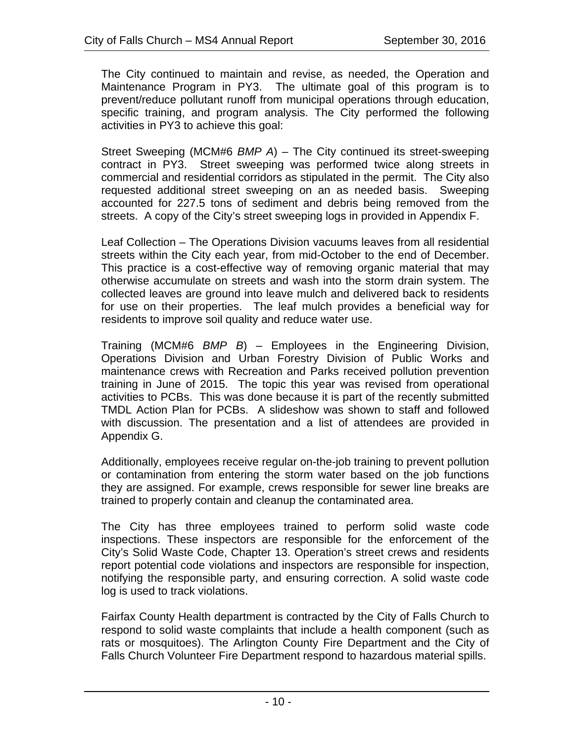The City continued to maintain and revise, as needed, the Operation and Maintenance Program in PY3. The ultimate goal of this program is to prevent/reduce pollutant runoff from municipal operations through education, specific training, and program analysis. The City performed the following activities in PY3 to achieve this goal:

Street Sweeping (MCM#6 *BMP A*) – The City continued its street-sweeping contract in PY3. Street sweeping was performed twice along streets in commercial and residential corridors as stipulated in the permit. The City also requested additional street sweeping on an as needed basis. Sweeping accounted for 227.5 tons of sediment and debris being removed from the streets. A copy of the City's street sweeping logs in provided in Appendix F.

Leaf Collection – The Operations Division vacuums leaves from all residential streets within the City each year, from mid-October to the end of December. This practice is a cost-effective way of removing organic material that may otherwise accumulate on streets and wash into the storm drain system. The collected leaves are ground into leave mulch and delivered back to residents for use on their properties. The leaf mulch provides a beneficial way for residents to improve soil quality and reduce water use.

Training (MCM#6 *BMP B*) – Employees in the Engineering Division, Operations Division and Urban Forestry Division of Public Works and maintenance crews with Recreation and Parks received pollution prevention training in June of 2015. The topic this year was revised from operational activities to PCBs. This was done because it is part of the recently submitted TMDL Action Plan for PCBs. A slideshow was shown to staff and followed with discussion. The presentation and a list of attendees are provided in Appendix G.

Additionally, employees receive regular on-the-job training to prevent pollution or contamination from entering the storm water based on the job functions they are assigned. For example, crews responsible for sewer line breaks are trained to properly contain and cleanup the contaminated area.

The City has three employees trained to perform solid waste code inspections. These inspectors are responsible for the enforcement of the City's Solid Waste Code, Chapter 13. Operation's street crews and residents report potential code violations and inspectors are responsible for inspection, notifying the responsible party, and ensuring correction. A solid waste code log is used to track violations.

Fairfax County Health department is contracted by the City of Falls Church to respond to solid waste complaints that include a health component (such as rats or mosquitoes). The Arlington County Fire Department and the City of Falls Church Volunteer Fire Department respond to hazardous material spills.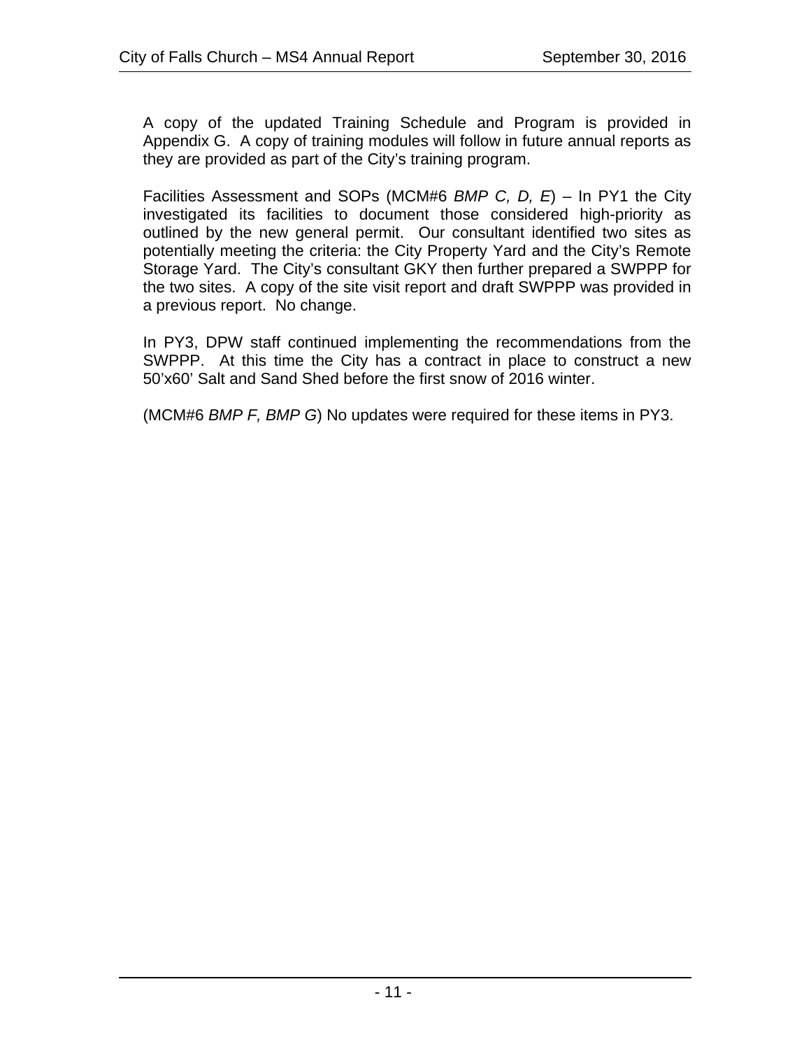A copy of the updated Training Schedule and Program is provided in Appendix G. A copy of training modules will follow in future annual reports as they are provided as part of the City's training program.

Facilities Assessment and SOPs (MCM#6 *BMP C, D, E*) – In PY1 the City investigated its facilities to document those considered high-priority as outlined by the new general permit. Our consultant identified two sites as potentially meeting the criteria: the City Property Yard and the City's Remote Storage Yard. The City's consultant GKY then further prepared a SWPPP for the two sites. A copy of the site visit report and draft SWPPP was provided in a previous report. No change.

In PY3, DPW staff continued implementing the recommendations from the SWPPP. At this time the City has a contract in place to construct a new 50'x60' Salt and Sand Shed before the first snow of 2016 winter.

(MCM#6 *BMP F, BMP G*) No updates were required for these items in PY3.